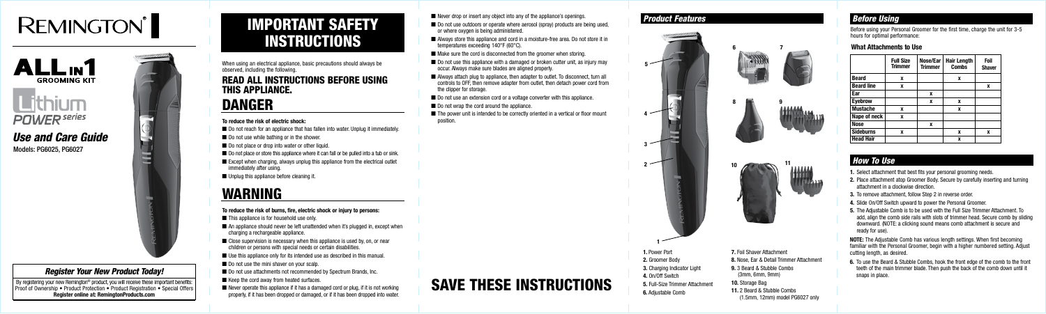# REMINGTON®

# ALL IN 1 GROOMING KIT

# Lithium POWER series

## *Use and Care Guide*

Models: PG6025, PG6027

### *Register Your New Product Today!*

By registering your new Remington® product, you will receive these important benefits: Proof of Ownership • Product Protection • Product Registration • Special Offers
**Register online at: RemingtonProducts.com**

# IMPORTANT SAFETY INSTRUCTIONS

When using an electrical appliance, basic precautions should always be observed, including the following.

## READ ALL INSTRUCTIONS BEFORE USING THIS APPLIANCE.

# DANGER

**To reduce the risk of electric shock:**

- Do not reach for an appliance that has fallen into water. Unplug it immediately.
- Do not use while bathing or in the shower.
- Do not place or drop into water or other liquid.
- Do not place or store this appliance where it can fall or be pulled into a tub or sink.
- Except when charging, always unplug this appliance from the electrical outlet immediately after using.
- Unplug this appliance before cleaning it.

# WARNING

**To reduce the risk of burns, fire, electric shock or injury to persons:**

- This appliance is for household use only.
- An appliance should never be left unattended when it's plugged in, except when charging a rechargeable appliance.
- Close supervision is necessary when this appliance is used by, on, or near children or persons with special needs or certain disabilities.
- Use this appliance only for its intended use as described in this manual.
- Do not use the mini shaver on your scalp.
- Do not use attachments not recommended by Spectrum Brands, Inc.
- Keep the cord away from heated surfaces.
- Never operate this appliance if it has a damaged cord or plug, if it is not working properly, if it has been dropped or damaged, or if it has been dropped into water.
- Never drop or insert any object into any of the appliance's openings.
- Do not use outdoors or operate where aerosol (spray) products are being used, or where oxygen is being administered.
- Always store this appliance and cord in a moisture-free area. Do not store it in temperatures exceeding 140°F (60°C).
- Make sure the cord is disconnected from the groomer when storing.
- Do not use this appliance with a damaged or broken cutter unit, as injury may occur. Always make sure blades are aligned properly.
- Always attach plug to appliance, then adapter to outlet. To disconnect, turn all controls to OFF, then remove adapter from outlet, then detach power cord from the clipper for storage.
- Do not use an extension cord or a voltage converter with this appliance.
- Do not wrap the cord around the appliance.
- The power unit is intended to be correctly oriented in a vertical or floor mount position.

# SAVE THESE INSTRUCTIONS

### *Product Features*

1. Power Port
2. Groomer Body
3. Charging Indicator Light
4. On/Off Switch
5. Full-Size Trimmer Attachment
6. Adjustable Comb
7. Foil Shaver Attachment
8. Nose, Ear & Detail Trimmer Attachment
9. 3 Beard & Stubble Combs (3mm, 6mm, 9mm)
10. Storage Bag
11. 2 Beard & Stubble Combs (1.5mm, 12mm) model PG6027 only

### *Before Using*

Before using your Personal Groomer for the first time, charge the unit for 3-5 hours for optimal performance:

#### What Attachments to Use

| | Full Size Trimmer | Nose/Ear Trimmer | Hair Length Combs | Foil Shaver |
|---|---|---|---|---|
| **Beard** | x | | x | |
| **Beard line** | x | | | x |
| **Ear** | | x | | |
| **Eyebrow** | | x | x | |
| **Mustache** | x | | x | |
| **Nape of neck** | x | | | |
| **Nose** | | x | | |
| **Sideburns** | x | | x | x |
| **Head Hair** | | | x | |

### *How To Use*

1. Select attachment that best fits your personal grooming needs.
2. Place attachment atop Groomer Body. Secure by carefully inserting and turning attachment in a clockwise direction.
3. To remove attachment, follow Step 2 in reverse order.
4. Slide On/Off Switch upward to power the Personal Groomer.
5. The Adjustable Comb is to be used with the Full Size Trimmer Attachment. To add, align the comb side rails with slots of trimmer head. Secure comb by sliding downward. (NOTE: a clicking sound means comb attachment is secure and ready for use).

**NOTE:** The Adjustable Comb has various length settings. When first becoming familiar with the Personal Groomer, begin with a higher numbered setting. Adjust cutting length, as desired.

6. To use the Beard & Stubble Combs, hook the front edge of the comb to the front teeth of the main trimmer blade. Then push the back of the comb down until it snaps in place.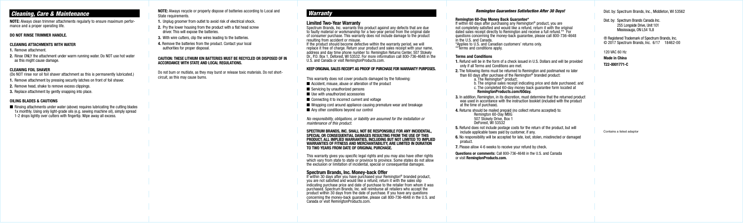## Cleaning, Care & Maintenance

**NOTE:** Always clean trimmer attachments regularly to ensure maximum performance and a proper operating life.

**DO NOT RINSE TRIMMER HANDLE.**

**CLEANING ATTACHMENTS WITH WATER**

1. Remove attachment.
2. Rinse ONLY the attachment under warm running water. Do NOT use hot water as this might cause damage.

**CLEANING FOIL SHAVER**

(Do NOT rinse nor oil foil shaver attachment as this is permanently lubricated.)

1. Remove attachment by pressing security latches on front of foil shaver.
2. Remove head, shake to remove excess clippings.
3. Replace attachment by gently snapping into place.

**OILING BLADES & CAUTIONS**

- Rinsing attachments under water (above) requires lubricating the cutting blades 1x monthly. Using only light-grade oils (e.g. sewing machine oil), simply spread 1-2 drops lightly over cutters with fingertip. Wipe away all excess.

**NOTE:** Always recycle or properly dispose of batteries according to Local and State requirements.

1. Unplug groomer from outlet to avoid risk of electrical shock.
2. Pry the lower housing from the product with a flat head screw driver. This will expose the batteries.
3. With wire cutters, clip the wires leading to the batteries.
4. Remove the batteries from the product. Contact your local authorities for proper disposal.

**CAUTION: THESE LITHIUM ION BATTERIES MUST BE RECYCLED OR DISPOSED OF IN ACCORDANCE WITH STATE AND LOCAL REGULATIONS.**

Do not burn or mutilate, as they may burst or release toxic materials. Do not short-circuit, as this may cause burns.

## Warranty

### Limited Two-Year Warranty

Spectrum Brands, Inc. warrants this product against any defects that are due to faulty material or workmanship for a two-year period from the original date of consumer purchase. This warranty does not include damage to the product resulting from accident or misuse.

If the product should become defective within the warranty period, we will replace it free of charge. Return your product and sales receipt with your name, address and day time phone number to: Remington Returns Center, 507 Stokely Dr., P.O. Box 1, Deforest, WI 53532. For more information call 800-736-4648 in the U.S. and Canada or visit RemingtonProducts.com.

**KEEP ORIGINAL SALES RECEIPT AS PROOF OF PURCHASE FOR WARRANTY PURPOSES.**

This warranty does not cover products damaged by the following:

- Accident, misuse, abuse or alteration of the product
- Servicing by unauthorized persons
- Use with unauthorized accessories
- Connecting it to incorrect current and voltage
- Wrapping cord around appliance causing premature wear and breakage
- Any other conditions beyond our control

*No responsibility, obligations, or liability are assumed for the installation or maintenance of this product.*

**SPECTRUM BRANDS, INC. SHALL NOT BE RESPONSIBLE FOR ANY INCIDENTAL, SPECIAL OR CONSEQUENTIAL DAMAGES RESULTING FROM THE USE OF THIS PRODUCT. ALL IMPLIED WARRANTIES, INCLUDING BUT NOT LIMITED TO IMPLIED WARRANTIES OF FITNESS AND MERCHANTABILITY, ARE LIMITED IN DURATION TO TWO YEARS FROM DATE OF ORIGINAL PURCHASE.**

This warranty gives you specific legal rights and you may also have other rights which vary from state to state or province to province. Some states do not allow the exclusion or limitation of incidental, special or consequential damages.

### Spectrum Brands, Inc. Money-back Offer

If within 30 days after you have purchased your Remington® branded product, you are not satisfied and would like a refund, return it with the sales slip indicating purchase price and date of purchase to the retailer from whom it was purchased. Spectrum Brands, Inc. will reimburse all retailers who accept the product within 30 days from the date of purchase. If you have any questions concerning the money-back guarantee, please call 800-736-4648 in the U.S. and Canada or visit RemingtonProducts.com.

### *Remington Guarantees Satisfaction After 30 Days!*

**Remington 60-Day Money Back Guarantee***

If within 60 days after purchasing any Remington® product, you are not completely satisfied and would like a refund, return it with the original dated sales receipt directly to Remington and receive a full refund.** For questions concerning the money-back guarantee, please call 800-736-4648 in the U.S. and Canada.

*Applies to U.S. and Canadian customers' returns only.
**Terms and conditions apply.

**Terms and Conditions**

1. Refund will be in the form of a check issued in U.S. Dollars and will be provided only if all Terms and Conditions are met.
2. The following items must be returned to Remington and postmarked no later than 60 days after purchase of the Remington® branded product:
   a. The Remington® product;
   b. The original sales receipt indicating price and date purchased; and
   c. The completed 60-day money back guarantee form located at **RemingtonProducts.com/60day.**
3. In addition, Remington, in its discretion, must determine that the returned product was used in accordance with the instruction booklet (included with the product at the time of purchase).
4. Returns should be mailed prepaid (no collect returns accepted) to:
   Remington 60-Day MBG
   507 Stokely Drive, Box 1
   DeForest, WI 53532
5. Refund does not include postage costs for the return of the product, but will include applicable taxes paid by customer, if any.
6. No responsibility will be accepted for late, lost, stolen, misdirected or damaged product.
7. Please allow 4-6 weeks to receive your refund by check.

**Questions or comments:** Call 800-736-4648 in the U.S. and Canada or visit **RemingtonProducts.com.**

Dist. by: Spectrum Brands, Inc., Middleton, WI 53562

Dist. by: Spectrum Brands Canada Inc.
255 Longside Drive, Unit 101
Mississauga, ON L5I 1L8

® Registered Trademark of Spectrum Brands, Inc.
© 2017 Spectrum Brands, Inc. 6/17 18462-00

120 VAC 60 Hz

**Made in China**

**T22-0001771-C**

Contains a listed adaptor